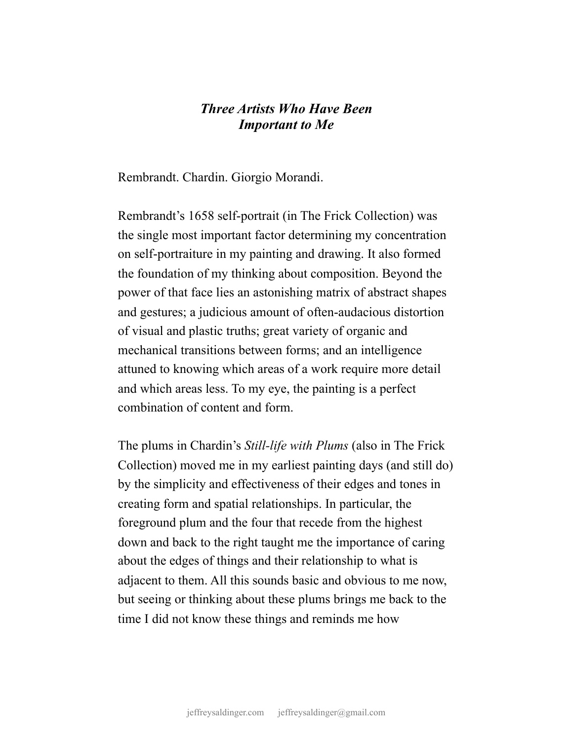# *Three Artists Who Have Been Important to Me*

Rembrandt. Chardin. Giorgio Morandi.

Rembrandt's 1658 self-portrait (in The Frick Collection) was the single most important factor determining my concentration on self-portraiture in my painting and drawing. It also formed the foundation of my thinking about composition. Beyond the power of that face lies an astonishing matrix of abstract shapes and gestures; a judicious amount of often-audacious distortion of visual and plastic truths; great variety of organic and mechanical transitions between forms; and an intelligence attuned to knowing which areas of a work require more detail and which areas less. To my eye, the painting is a perfect combination of content and form.

The plums in Chardin's *Still-life with Plums* (also in The Frick Collection) moved me in my earliest painting days (and still do) by the simplicity and effectiveness of their edges and tones in creating form and spatial relationships. In particular, the foreground plum and the four that recede from the highest down and back to the right taught me the importance of caring about the edges of things and their relationship to what is adjacent to them. All this sounds basic and obvious to me now, but seeing or thinking about these plums brings me back to the time I did not know these things and reminds me how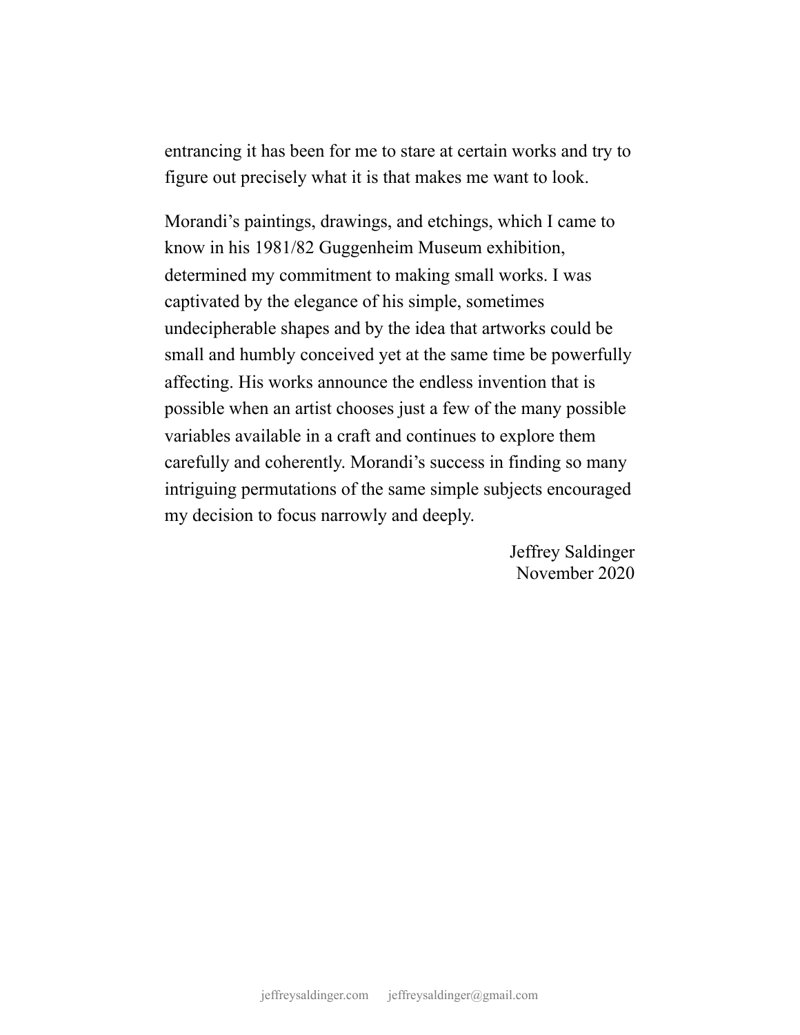entrancing it has been for me to stare at certain works and try to figure out precisely what it is that makes me want to look.

Morandi's paintings, drawings, and etchings, which I came to know in his 1981/82 Guggenheim Museum exhibition, determined my commitment to making small works. I was captivated by the elegance of his simple, sometimes undecipherable shapes and by the idea that artworks could be small and humbly conceived yet at the same time be powerfully affecting. His works announce the endless invention that is possible when an artist chooses just a few of the many possible variables available in a craft and continues to explore them carefully and coherently. Morandi's success in finding so many intriguing permutations of the same simple subjects encouraged my decision to focus narrowly and deeply.

Jeffrey Saldinger
November 2020